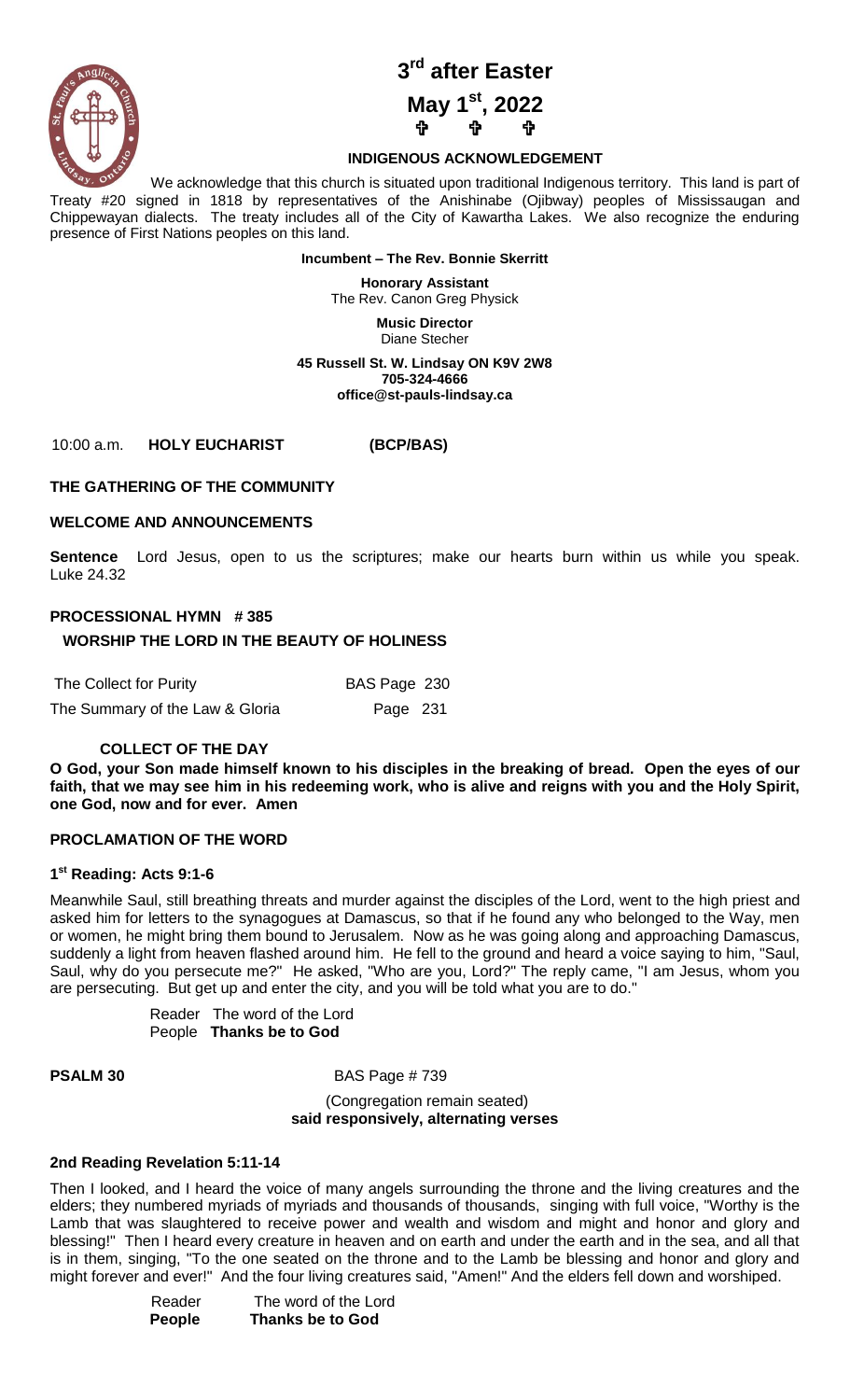# 3rd after Easter

## May 1st, 2022

✞ ✞ ✞

**INDIGENOUS ACKNOWLEDGEMENT**

We acknowledge that this church is situated upon traditional Indigenous territory. This land is part of Treaty #20 signed in 1818 by representatives of the Anishinabe (Ojibway) peoples of Mississaugan and Chippewayan dialects. The treaty includes all of the City of Kawartha Lakes. We also recognize the enduring presence of First Nations peoples on this land.

**Incumbent – The Rev. Bonnie Skerritt**

**Honorary Assistant**
The Rev. Canon Greg Physick

**Music Director**
Diane Stecher

**45 Russell St. W. Lindsay ON K9V 2W8**
**705-324-4666**
**office@st-pauls-lindsay.ca**

10:00 a.m. **HOLY EUCHARIST (BCP/BAS)**

**THE GATHERING OF THE COMMUNITY**

**WELCOME AND ANNOUNCEMENTS**

**Sentence** Lord Jesus, open to us the scriptures; make our hearts burn within us while you speak. Luke 24.32

**PROCESSIONAL HYMN # 385**

**WORSHIP THE LORD IN THE BEAUTY OF HOLINESS**

| | |
|---|---|
| The Collect for Purity | BAS Page 230 |
| The Summary of the Law & Gloria | Page 231 |

**COLLECT OF THE DAY**

**O God, your Son made himself known to his disciples in the breaking of bread. Open the eyes of our faith, that we may see him in his redeeming work, who is alive and reigns with you and the Holy Spirit, one God, now and for ever. Amen**

**PROCLAMATION OF THE WORD**

**1st Reading: Acts 9:1-6**

Meanwhile Saul, still breathing threats and murder against the disciples of the Lord, went to the high priest and asked him for letters to the synagogues at Damascus, so that if he found any who belonged to the Way, men or women, he might bring them bound to Jerusalem. Now as he was going along and approaching Damascus, suddenly a light from heaven flashed around him. He fell to the ground and heard a voice saying to him, "Saul, Saul, why do you persecute me?" He asked, "Who are you, Lord?" The reply came, "I am Jesus, whom you are persecuting. But get up and enter the city, and you will be told what you are to do."

Reader The word of the Lord
People **Thanks be to God**

**PSALM 30** BAS Page # 739

(Congregation remain seated)
**said responsively, alternating verses**

**2nd Reading Revelation 5:11-14**

Then I looked, and I heard the voice of many angels surrounding the throne and the living creatures and the elders; they numbered myriads of myriads and thousands of thousands, singing with full voice, "Worthy is the Lamb that was slaughtered to receive power and wealth and wisdom and might and honor and glory and blessing!" Then I heard every creature in heaven and on earth and under the earth and in the sea, and all that is in them, singing, "To the one seated on the throne and to the Lamb be blessing and honor and glory and might forever and ever!" And the four living creatures said, "Amen!" And the elders fell down and worshiped.

Reader The word of the Lord
**People Thanks be to God**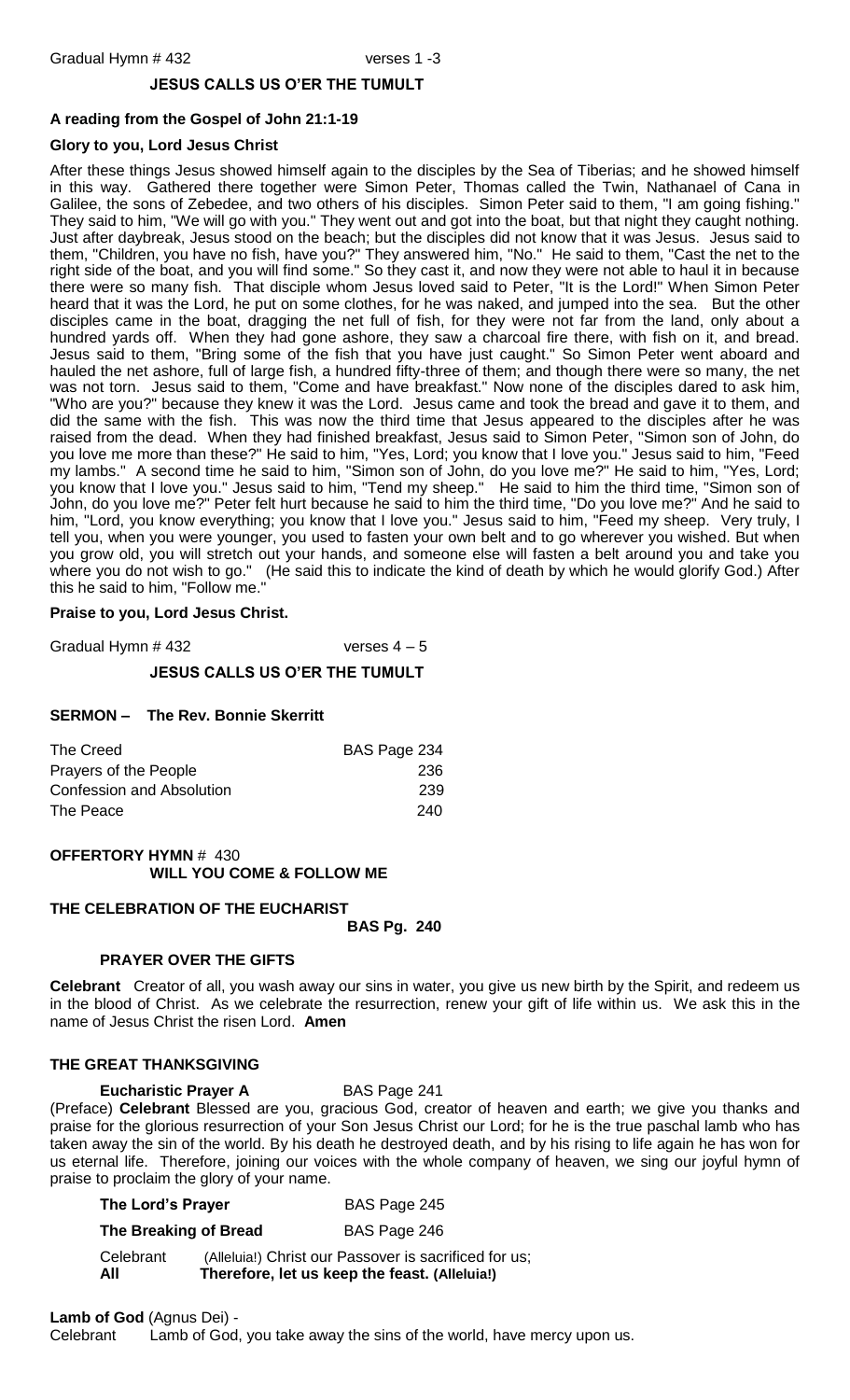Gradual Hymn # 432 verses 1 -3

**JESUS CALLS US O'ER THE TUMULT**

**A reading from the Gospel of John 21:1-19**

**Glory to you, Lord Jesus Christ**

After these things Jesus showed himself again to the disciples by the Sea of Tiberias; and he showed himself in this way. Gathered there together were Simon Peter, Thomas called the Twin, Nathanael of Cana in Galilee, the sons of Zebedee, and two others of his disciples. Simon Peter said to them, "I am going fishing." They said to him, "We will go with you." They went out and got into the boat, but that night they caught nothing. Just after daybreak, Jesus stood on the beach; but the disciples did not know that it was Jesus. Jesus said to them, "Children, you have no fish, have you?" They answered him, "No." He said to them, "Cast the net to the right side of the boat, and you will find some." So they cast it, and now they were not able to haul it in because there were so many fish. That disciple whom Jesus loved said to Peter, "It is the Lord!" When Simon Peter heard that it was the Lord, he put on some clothes, for he was naked, and jumped into the sea. But the other disciples came in the boat, dragging the net full of fish, for they were not far from the land, only about a hundred yards off. When they had gone ashore, they saw a charcoal fire there, with fish on it, and bread. Jesus said to them, "Bring some of the fish that you have just caught." So Simon Peter went aboard and hauled the net ashore, full of large fish, a hundred fifty-three of them; and though there were so many, the net was not torn. Jesus said to them, "Come and have breakfast." Now none of the disciples dared to ask him, "Who are you?" because they knew it was the Lord. Jesus came and took the bread and gave it to them, and did the same with the fish. This was now the third time that Jesus appeared to the disciples after he was raised from the dead. When they had finished breakfast, Jesus said to Simon Peter, "Simon son of John, do you love me more than these?" He said to him, "Yes, Lord; you know that I love you." Jesus said to him, "Feed my lambs." A second time he said to him, "Simon son of John, do you love me?" He said to him, "Yes, Lord; you know that I love you." Jesus said to him, "Tend my sheep." He said to him the third time, "Simon son of John, do you love me?" Peter felt hurt because he said to him the third time, "Do you love me?" And he said to him, "Lord, you know everything; you know that I love you." Jesus said to him, "Feed my sheep. Very truly, I tell you, when you were younger, you used to fasten your own belt and to go wherever you wished. But when you grow old, you will stretch out your hands, and someone else will fasten a belt around you and take you where you do not wish to go." (He said this to indicate the kind of death by which he would glorify God.) After this he said to him, "Follow me."

**Praise to you, Lord Jesus Christ.**

Gradual Hymn # 432 verses 4 – 5

**JESUS CALLS US O'ER THE TUMULT**

**SERMON – The Rev. Bonnie Skerritt**

| | |
|---|---|
| The Creed | BAS Page 234 |
| Prayers of the People | 236 |
| Confession and Absolution | 239 |
| The Peace | 240 |

**OFFERTORY HYMN** # 430
**WILL YOU COME & FOLLOW ME**

**THE CELEBRATION OF THE EUCHARIST**
**BAS Pg. 240**

**PRAYER OVER THE GIFTS**

**Celebrant** Creator of all, you wash away our sins in water, you give us new birth by the Spirit, and redeem us in the blood of Christ. As we celebrate the resurrection, renew your gift of life within us. We ask this in the name of Jesus Christ the risen Lord. **Amen**

**THE GREAT THANKSGIVING**

**Eucharistic Prayer A** BAS Page 241

(Preface) **Celebrant** Blessed are you, gracious God, creator of heaven and earth; we give you thanks and praise for the glorious resurrection of your Son Jesus Christ our Lord; for he is the true paschal lamb who has taken away the sin of the world. By his death he destroyed death, and by his rising to life again he has won for us eternal life. Therefore, joining our voices with the whole company of heaven, we sing our joyful hymn of praise to proclaim the glory of your name.

**The Lord's Prayer** BAS Page 245

**The Breaking of Bread** BAS Page 246

Celebrant (Alleluia!) Christ our Passover is sacrificed for us;
**All Therefore, let us keep the feast. (Alleluia!)**

**Lamb of God** (Agnus Dei) -
Celebrant Lamb of God, you take away the sins of the world, have mercy upon us.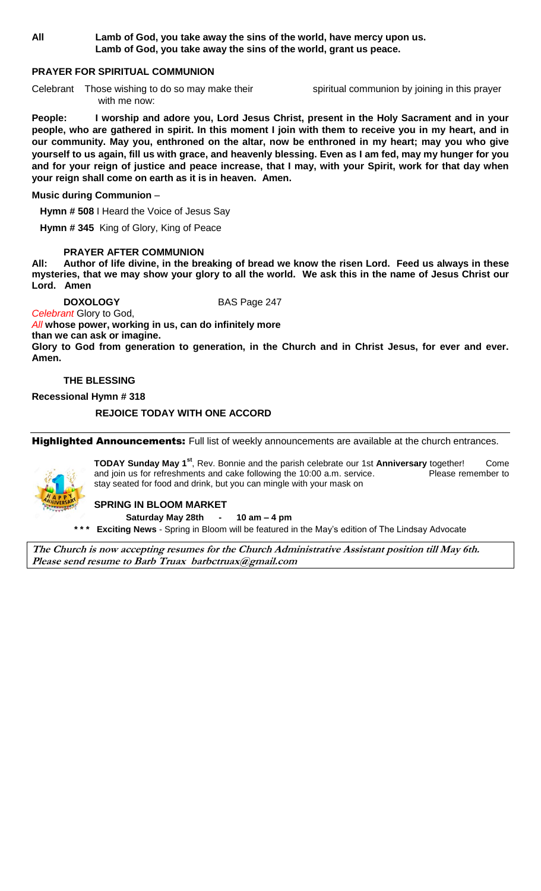**All** **Lamb of God, you take away the sins of the world, have mercy upon us.**
**Lamb of God, you take away the sins of the world, grant us peace.**

**PRAYER FOR SPIRITUAL COMMUNION**

Celebrant Those wishing to do so may make their spiritual communion by joining in this prayer with me now:

**People: I worship and adore you, Lord Jesus Christ, present in the Holy Sacrament and in your people, who are gathered in spirit. In this moment I join with them to receive you in my heart, and in our community. May you, enthroned on the altar, now be enthroned in my heart; may you who give yourself to us again, fill us with grace, and heavenly blessing. Even as I am fed, may my hunger for you and for your reign of justice and peace increase, that I may, with your Spirit, work for that day when your reign shall come on earth as it is in heaven. Amen.**

**Music during Communion** –

**Hymn # 508** I Heard the Voice of Jesus Say

**Hymn # 345** King of Glory, King of Peace

**PRAYER AFTER COMMUNION**

**All: Author of life divine, in the breaking of bread we know the risen Lord. Feed us always in these mysteries, that we may show your glory to all the world. We ask this in the name of Jesus Christ our Lord. Amen**

**DOXOLOGY** BAS Page 247

*Celebrant* Glory to God,

*All* **whose power, working in us, can do infinitely more than we can ask or imagine.**

**Glory to God from generation to generation, in the Church and in Christ Jesus, for ever and ever. Amen.**

**THE BLESSING**

**Recessional Hymn # 318**

**REJOICE TODAY WITH ONE ACCORD**

---

**Highlighted Announcements:** Full list of weekly announcements are available at the church entrances.

**TODAY Sunday May 1st**, Rev. Bonnie and the parish celebrate our 1st **Anniversary** together! Come and join us for refreshments and cake following the 10:00 a.m. service. Please remember to stay seated for food and drink, but you can mingle with your mask on

**SPRING IN BLOOM MARKET**

**Saturday May 28th - 10 am – 4 pm**

**\* \* \* Exciting News** - Spring in Bloom will be featured in the May's edition of The Lindsay Advocate

***The Church is now accepting resumes for the Church Administrative Assistant position till May 6th. Please send resume to Barb Truax barbctruax@gmail.com***